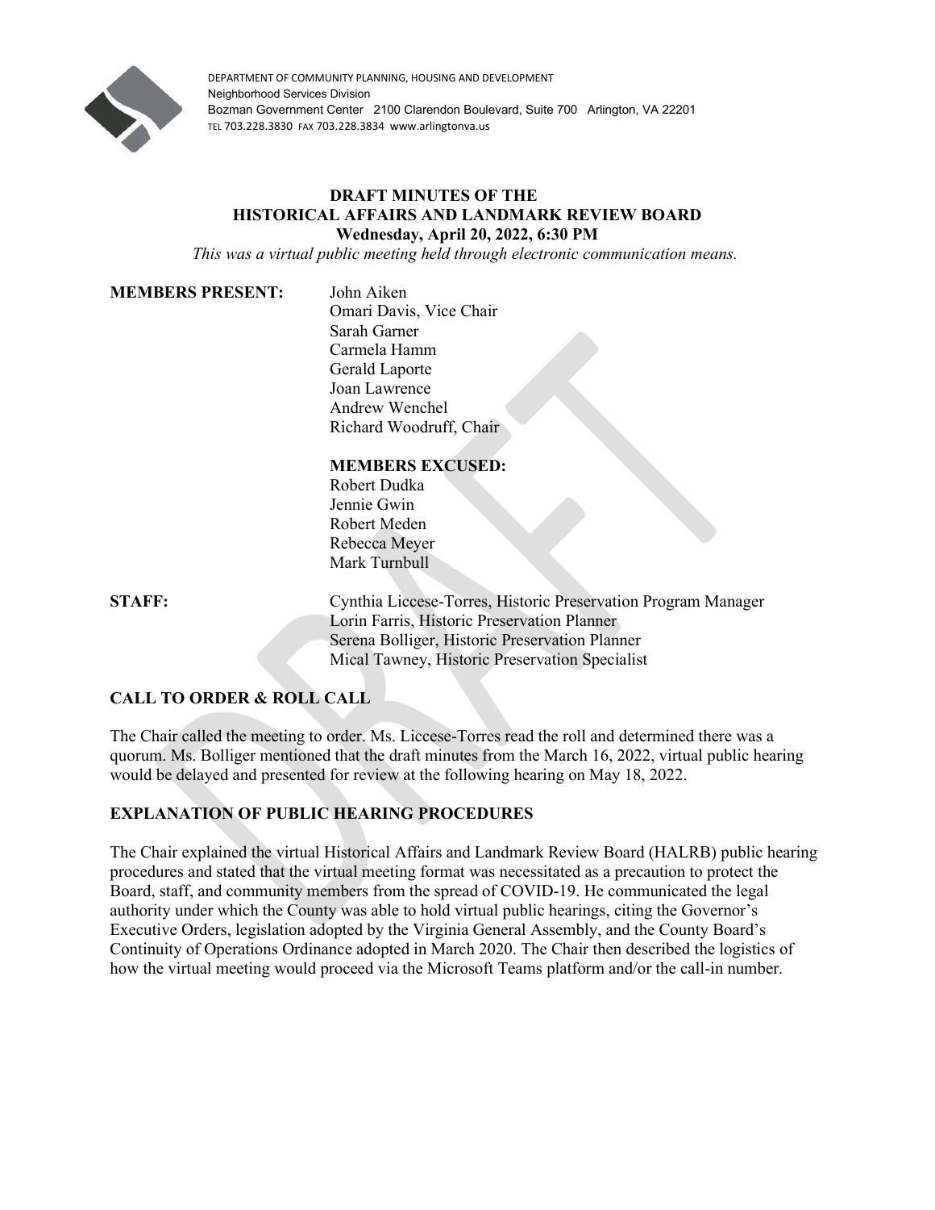DEPARTMENT OF COMMUNITY PLANNING, HOUSING AND DEVELOPMENT
Neighborhood Services Division
Bozman Government Center 2100 Clarendon Boulevard, Suite 700 Arlington, VA 22201
TEL 703.228.3830 FAX 703.228.3834 www.arlingtonva.us

# DRAFT MINUTES OF THE HISTORICAL AFFAIRS AND LANDMARK REVIEW BOARD

**Wednesday, April 20, 2022, 6:30 PM**

*This was a virtual public meeting held through electronic communication means.*

**MEMBERS PRESENT:**
John Aiken
Omari Davis, Vice Chair
Sarah Garner
Carmela Hamm
Gerald Laporte
Joan Lawrence
Andrew Wenchel
Richard Woodruff, Chair

**MEMBERS EXCUSED:**
Robert Dudka
Jennie Gwin
Robert Meden
Rebecca Meyer
Mark Turnbull

**STAFF:**
Cynthia Liccese-Torres, Historic Preservation Program Manager
Lorin Farris, Historic Preservation Planner
Serena Bolliger, Historic Preservation Planner
Mical Tawney, Historic Preservation Specialist

## CALL TO ORDER & ROLL CALL

The Chair called the meeting to order. Ms. Liccese-Torres read the roll and determined there was a quorum. Ms. Bolliger mentioned that the draft minutes from the March 16, 2022, virtual public hearing would be delayed and presented for review at the following hearing on May 18, 2022.

## EXPLANATION OF PUBLIC HEARING PROCEDURES

The Chair explained the virtual Historical Affairs and Landmark Review Board (HALRB) public hearing procedures and stated that the virtual meeting format was necessitated as a precaution to protect the Board, staff, and community members from the spread of COVID-19. He communicated the legal authority under which the County was able to hold virtual public hearings, citing the Governor's Executive Orders, legislation adopted by the Virginia General Assembly, and the County Board's Continuity of Operations Ordinance adopted in March 2020. The Chair then described the logistics of how the virtual meeting would proceed via the Microsoft Teams platform and/or the call-in number.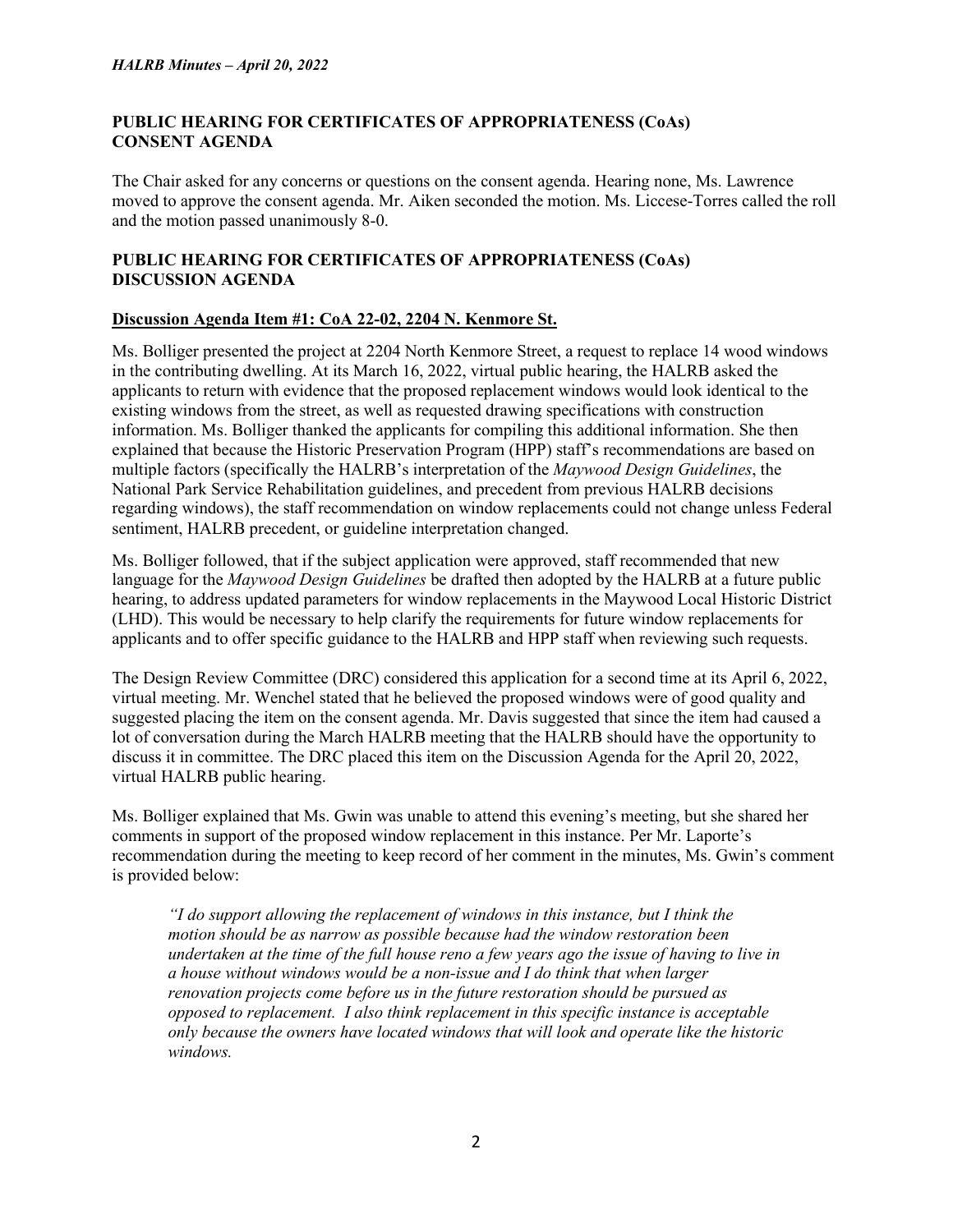## PUBLIC HEARING FOR CERTIFICATES OF APPROPRIATENESS (CoAs) CONSENT AGENDA

The Chair asked for any concerns or questions on the consent agenda. Hearing none, Ms. Lawrence moved to approve the consent agenda. Mr. Aiken seconded the motion. Ms. Liccese-Torres called the roll and the motion passed unanimously 8-0.

## PUBLIC HEARING FOR CERTIFICATES OF APPROPRIATENESS (CoAs) DISCUSSION AGENDA

### Discussion Agenda Item #1: CoA 22-02, 2204 N. Kenmore St.

Ms. Bolliger presented the project at 2204 North Kenmore Street, a request to replace 14 wood windows in the contributing dwelling. At its March 16, 2022, virtual public hearing, the HALRB asked the applicants to return with evidence that the proposed replacement windows would look identical to the existing windows from the street, as well as requested drawing specifications with construction information. Ms. Bolliger thanked the applicants for compiling this additional information. She then explained that because the Historic Preservation Program (HPP) staff's recommendations are based on multiple factors (specifically the HALRB's interpretation of the *Maywood Design Guidelines*, the National Park Service Rehabilitation guidelines, and precedent from previous HALRB decisions regarding windows), the staff recommendation on window replacements could not change unless Federal sentiment, HALRB precedent, or guideline interpretation changed.

Ms. Bolliger followed, that if the subject application were approved, staff recommended that new language for the *Maywood Design Guidelines* be drafted then adopted by the HALRB at a future public hearing, to address updated parameters for window replacements in the Maywood Local Historic District (LHD). This would be necessary to help clarify the requirements for future window replacements for applicants and to offer specific guidance to the HALRB and HPP staff when reviewing such requests.

The Design Review Committee (DRC) considered this application for a second time at its April 6, 2022, virtual meeting. Mr. Wenchel stated that he believed the proposed windows were of good quality and suggested placing the item on the consent agenda. Mr. Davis suggested that since the item had caused a lot of conversation during the March HALRB meeting that the HALRB should have the opportunity to discuss it in committee. The DRC placed this item on the Discussion Agenda for the April 20, 2022, virtual HALRB public hearing.

Ms. Bolliger explained that Ms. Gwin was unable to attend this evening's meeting, but she shared her comments in support of the proposed window replacement in this instance. Per Mr. Laporte's recommendation during the meeting to keep record of her comment in the minutes, Ms. Gwin's comment is provided below:

> *"I do support allowing the replacement of windows in this instance, but I think the motion should be as narrow as possible because had the window restoration been undertaken at the time of the full house reno a few years ago the issue of having to live in a house without windows would be a non-issue and I do think that when larger renovation projects come before us in the future restoration should be pursued as opposed to replacement. I also think replacement in this specific instance is acceptable only because the owners have located windows that will look and operate like the historic windows.*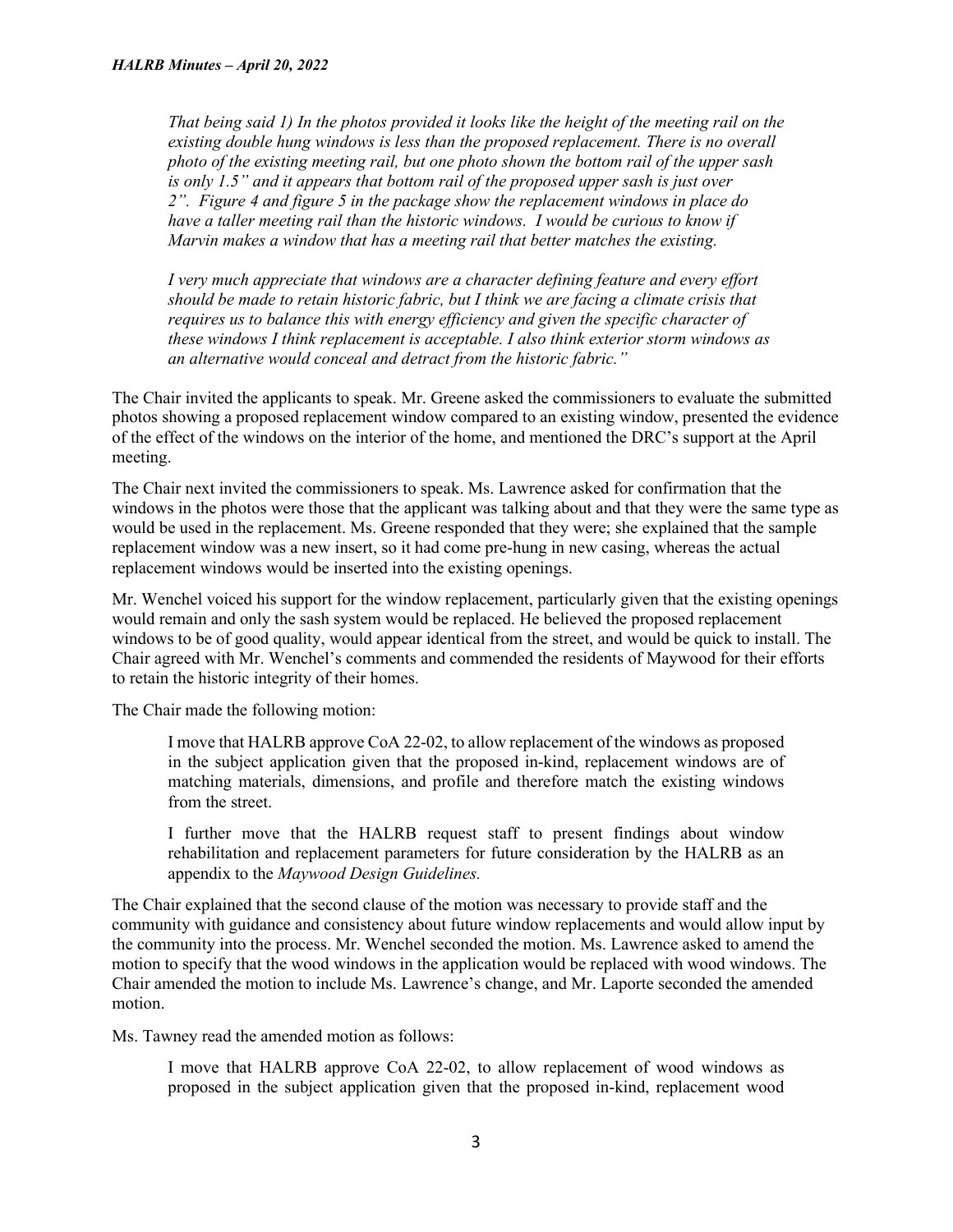*That being said 1) In the photos provided it looks like the height of the meeting rail on the existing double hung windows is less than the proposed replacement. There is no overall photo of the existing meeting rail, but one photo shown the bottom rail of the upper sash is only 1.5" and it appears that bottom rail of the proposed upper sash is just over 2". Figure 4 and figure 5 in the package show the replacement windows in place do have a taller meeting rail than the historic windows. I would be curious to know if Marvin makes a window that has a meeting rail that better matches the existing.*

*I very much appreciate that windows are a character defining feature and every effort should be made to retain historic fabric, but I think we are facing a climate crisis that requires us to balance this with energy efficiency and given the specific character of these windows I think replacement is acceptable. I also think exterior storm windows as an alternative would conceal and detract from the historic fabric."*

The Chair invited the applicants to speak. Mr. Greene asked the commissioners to evaluate the submitted photos showing a proposed replacement window compared to an existing window, presented the evidence of the effect of the windows on the interior of the home, and mentioned the DRC's support at the April meeting.

The Chair next invited the commissioners to speak. Ms. Lawrence asked for confirmation that the windows in the photos were those that the applicant was talking about and that they were the same type as would be used in the replacement. Ms. Greene responded that they were; she explained that the sample replacement window was a new insert, so it had come pre-hung in new casing, whereas the actual replacement windows would be inserted into the existing openings.

Mr. Wenchel voiced his support for the window replacement, particularly given that the existing openings would remain and only the sash system would be replaced. He believed the proposed replacement windows to be of good quality, would appear identical from the street, and would be quick to install. The Chair agreed with Mr. Wenchel's comments and commended the residents of Maywood for their efforts to retain the historic integrity of their homes.

The Chair made the following motion:

> I move that HALRB approve CoA 22-02, to allow replacement of the windows as proposed in the subject application given that the proposed in-kind, replacement windows are of matching materials, dimensions, and profile and therefore match the existing windows from the street.
>
> I further move that the HALRB request staff to present findings about window rehabilitation and replacement parameters for future consideration by the HALRB as an appendix to the *Maywood Design Guidelines.*

The Chair explained that the second clause of the motion was necessary to provide staff and the community with guidance and consistency about future window replacements and would allow input by the community into the process. Mr. Wenchel seconded the motion. Ms. Lawrence asked to amend the motion to specify that the wood windows in the application would be replaced with wood windows. The Chair amended the motion to include Ms. Lawrence's change, and Mr. Laporte seconded the amended motion.

Ms. Tawney read the amended motion as follows:

> I move that HALRB approve CoA 22-02, to allow replacement of wood windows as proposed in the subject application given that the proposed in-kind, replacement wood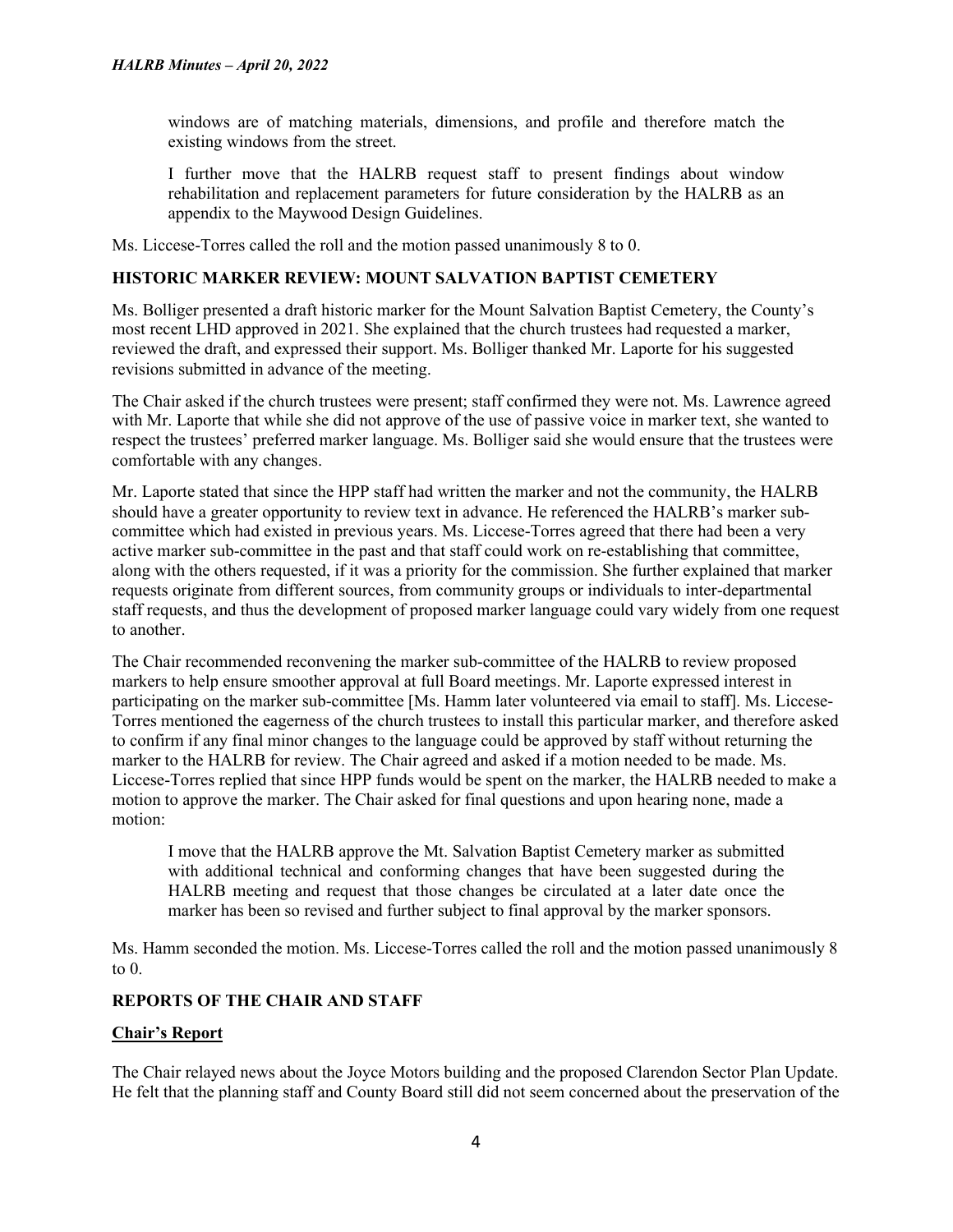> windows are of matching materials, dimensions, and profile and therefore match the existing windows from the street.
>
> I further move that the HALRB request staff to present findings about window rehabilitation and replacement parameters for future consideration by the HALRB as an appendix to the Maywood Design Guidelines.

Ms. Liccese-Torres called the roll and the motion passed unanimously 8 to 0.

**HISTORIC MARKER REVIEW: MOUNT SALVATION BAPTIST CEMETERY**

Ms. Bolliger presented a draft historic marker for the Mount Salvation Baptist Cemetery, the County's most recent LHD approved in 2021. She explained that the church trustees had requested a marker, reviewed the draft, and expressed their support. Ms. Bolliger thanked Mr. Laporte for his suggested revisions submitted in advance of the meeting.

The Chair asked if the church trustees were present; staff confirmed they were not. Ms. Lawrence agreed with Mr. Laporte that while she did not approve of the use of passive voice in marker text, she wanted to respect the trustees' preferred marker language. Ms. Bolliger said she would ensure that the trustees were comfortable with any changes.

Mr. Laporte stated that since the HPP staff had written the marker and not the community, the HALRB should have a greater opportunity to review text in advance. He referenced the HALRB's marker sub-committee which had existed in previous years. Ms. Liccese-Torres agreed that there had been a very active marker sub-committee in the past and that staff could work on re-establishing that committee, along with the others requested, if it was a priority for the commission. She further explained that marker requests originate from different sources, from community groups or individuals to inter-departmental staff requests, and thus the development of proposed marker language could vary widely from one request to another.

The Chair recommended reconvening the marker sub-committee of the HALRB to review proposed markers to help ensure smoother approval at full Board meetings. Mr. Laporte expressed interest in participating on the marker sub-committee [Ms. Hamm later volunteered via email to staff]. Ms. Liccese-Torres mentioned the eagerness of the church trustees to install this particular marker, and therefore asked to confirm if any final minor changes to the language could be approved by staff without returning the marker to the HALRB for review. The Chair agreed and asked if a motion needed to be made. Ms. Liccese-Torres replied that since HPP funds would be spent on the marker, the HALRB needed to make a motion to approve the marker. The Chair asked for final questions and upon hearing none, made a motion:

> I move that the HALRB approve the Mt. Salvation Baptist Cemetery marker as submitted with additional technical and conforming changes that have been suggested during the HALRB meeting and request that those changes be circulated at a later date once the marker has been so revised and further subject to final approval by the marker sponsors.

Ms. Hamm seconded the motion. Ms. Liccese-Torres called the roll and the motion passed unanimously 8 to 0.

**REPORTS OF THE CHAIR AND STAFF**

**Chair's Report**

The Chair relayed news about the Joyce Motors building and the proposed Clarendon Sector Plan Update. He felt that the planning staff and County Board still did not seem concerned about the preservation of the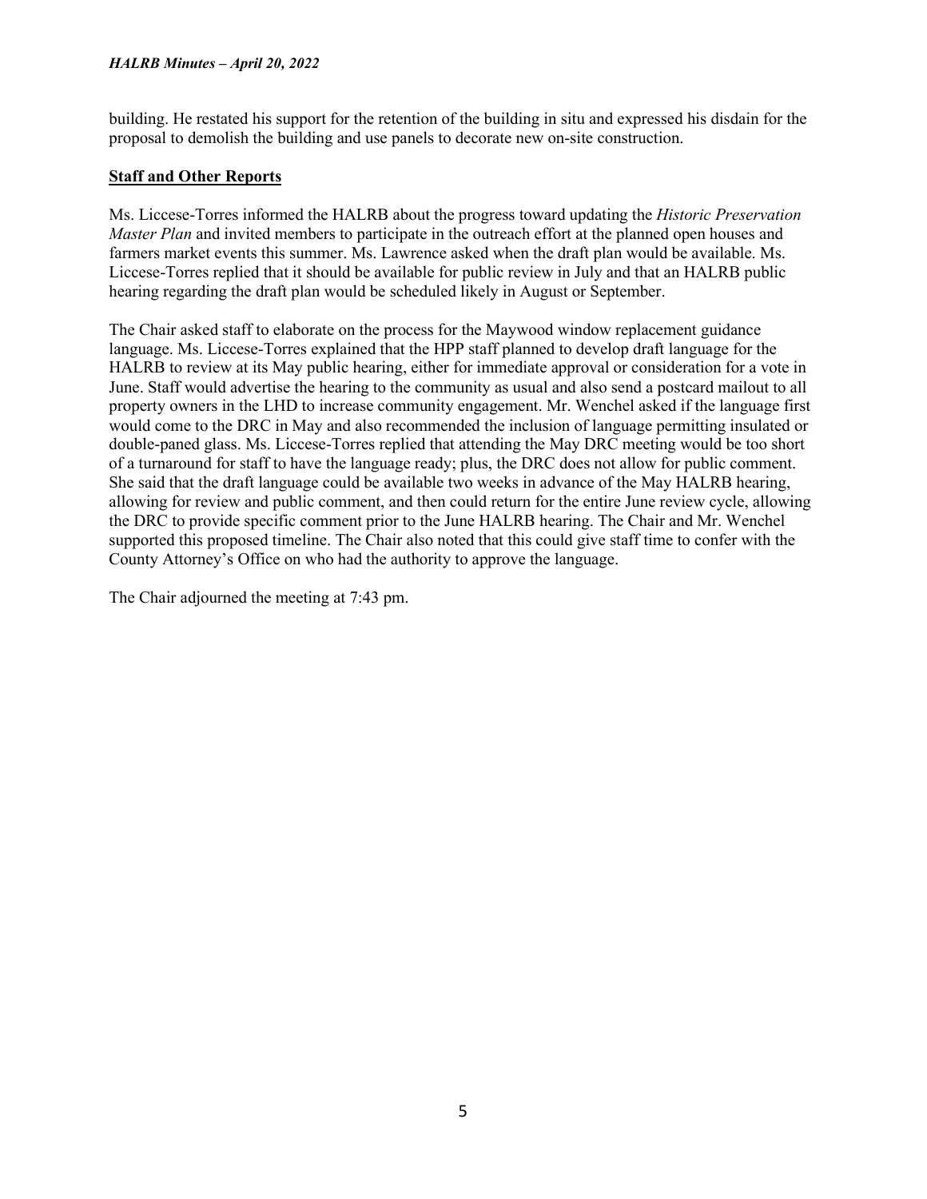building. He restated his support for the retention of the building in situ and expressed his disdain for the proposal to demolish the building and use panels to decorate new on-site construction.

## **Staff and Other Reports**

Ms. Liccese-Torres informed the HALRB about the progress toward updating the *Historic Preservation Master Plan* and invited members to participate in the outreach effort at the planned open houses and farmers market events this summer. Ms. Lawrence asked when the draft plan would be available. Ms. Liccese-Torres replied that it should be available for public review in July and that an HALRB public hearing regarding the draft plan would be scheduled likely in August or September.

The Chair asked staff to elaborate on the process for the Maywood window replacement guidance language. Ms. Liccese-Torres explained that the HPP staff planned to develop draft language for the HALRB to review at its May public hearing, either for immediate approval or consideration for a vote in June. Staff would advertise the hearing to the community as usual and also send a postcard mailout to all property owners in the LHD to increase community engagement. Mr. Wenchel asked if the language first would come to the DRC in May and also recommended the inclusion of language permitting insulated or double-paned glass. Ms. Liccese-Torres replied that attending the May DRC meeting would be too short of a turnaround for staff to have the language ready; plus, the DRC does not allow for public comment. She said that the draft language could be available two weeks in advance of the May HALRB hearing, allowing for review and public comment, and then could return for the entire June review cycle, allowing the DRC to provide specific comment prior to the June HALRB hearing. The Chair and Mr. Wenchel supported this proposed timeline. The Chair also noted that this could give staff time to confer with the County Attorney's Office on who had the authority to approve the language.

The Chair adjourned the meeting at 7:43 pm.